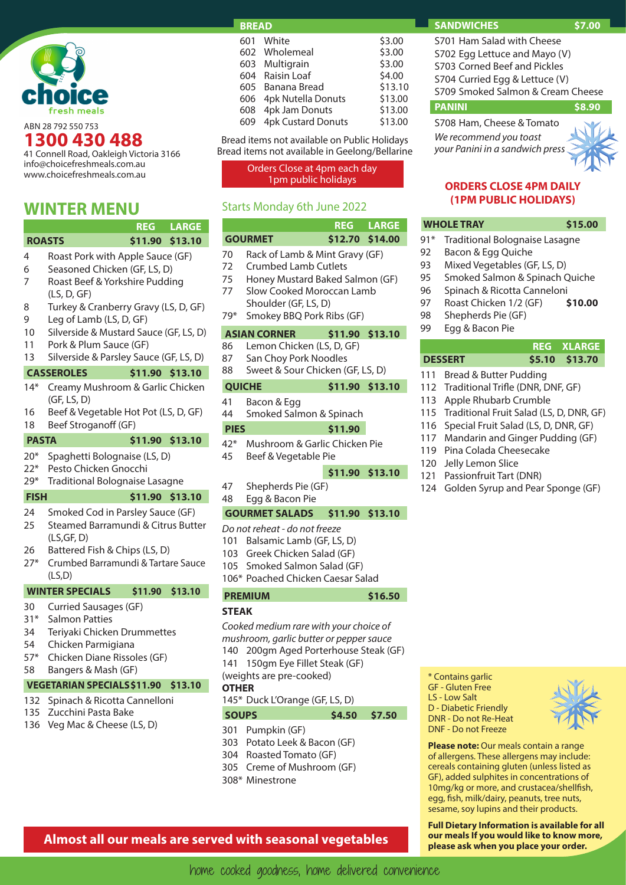**choice** fresh meals

ABN 28 792 550 753

**1300 430 488**

41 Connell Road, Oakleigh Victoria 3166
info@choicefreshmeals.com.au
www.choicefreshmeals.com.au

# WINTER MENU

| | REG | LARGE |
|---|---|---|
| **ROASTS** | **$11.90** | **$13.10** |
| 4 Roast Pork with Apple Sauce (GF) | | |
| 6 Seasoned Chicken (GF, LS, D) | | |
| 7 Roast Beef & Yorkshire Pudding (LS, D, GF) | | |
| 8 Turkey & Cranberry Gravy (LS, D, GF) | | |
| 9 Leg of Lamb (LS, D, GF) | | |
| 10 Silverside & Mustard Sauce (GF, LS, D) | | |
| 11 Pork & Plum Sauce (GF) | | |
| 13 Silverside & Parsley Sauce (GF, LS, D) | | |
| **CASSEROLES** | **$11.90** | **$13.10** |
| 14* Creamy Mushroom & Garlic Chicken (GF, LS, D) | | |
| 16 Beef & Vegetable Hot Pot (LS, D, GF) | | |
| 18 Beef Stroganoff (GF) | | |
| **PASTA** | **$11.90** | **$13.10** |
| 20* Spaghetti Bolognaise (LS, D) | | |
| 22* Pesto Chicken Gnocchi | | |
| 29* Traditional Bolognaise Lasagne | | |
| **FISH** | **$11.90** | **$13.10** |
| 24 Smoked Cod in Parsley Sauce (GF) | | |
| 25 Steamed Barramundi & Citrus Butter (LS,GF, D) | | |
| 26 Battered Fish & Chips (LS, D) | | |
| 27* Crumbed Barramundi & Tartare Sauce (LS,D) | | |
| **WINTER SPECIALS** | **$11.90** | **$13.10** |
| 30 Curried Sausages (GF) | | |
| 31* Salmon Patties | | |
| 34 Teriyaki Chicken Drummettes | | |
| 54 Chicken Parmigiana | | |
| 57* Chicken Diane Rissoles (GF) | | |
| 58 Bangers & Mash (GF) | | |
| **VEGETARIAN SPECIALS** | **$11.90** | **$13.10** |
| 132 Spinach & Ricotta Cannelloni | | |
| 135 Zucchini Pasta Bake | | |
| 136 Veg Mac & Cheese (LS, D) | | |

## BREAD

| | |
|---|---|
| 601 White | $3.00 |
| 602 Wholemeal | $3.00 |
| 603 Multigrain | $3.00 |
| 604 Raisin Loaf | $4.00 |
| 605 Banana Bread | $13.10 |
| 606 4pk Nutella Donuts | $13.00 |
| 608 4pk Jam Donuts | $13.00 |
| 609 4pk Custard Donuts | $13.00 |

Bread items not available on Public Holidays
Bread items not available in Geelong/Bellarine

Orders Close at 4pm each day
1pm public holidays

Starts Monday 6th June 2022

| | REG | LARGE |
|---|---|---|
| **GOURMET** | **$12.70** | **$14.00** |
| 70 Rack of Lamb & Mint Gravy (GF) | | |
| 72 Crumbed Lamb Cutlets | | |
| 75 Honey Mustard Baked Salmon (GF) | | |
| 77 Slow Cooked Moroccan Lamb Shoulder (GF, LS, D) | | |
| 79* Smokey BBQ Pork Ribs (GF) | | |
| **ASIAN CORNER** | **$11.90** | **$13.10** |
| 86 Lemon Chicken (LS, D, GF) | | |
| 87 San Choy Pork Noodles | | |
| 88 Sweet & Sour Chicken (GF, LS, D) | | |
| **QUICHE** | **$11.90** | **$13.10** |
| 41 Bacon & Egg | | |
| 44 Smoked Salmon & Spinach | | |
| **PIES** | **$11.90** | |
| 42* Mushroom & Garlic Chicken Pie | | |
| 45 Beef & Vegetable Pie | | |
| | **$11.90** | **$13.10** |
| 47 Shepherds Pie (GF) | | |
| 48 Egg & Bacon Pie | | |
| **GOURMET SALADS** | **$11.90** | **$13.10** |

*Do not reheat - do not freeze*

- 101 Balsamic Lamb (GF, LS, D)
- 103 Greek Chicken Salad (GF)
- 105 Smoked Salmon Salad (GF)
- 106* Poached Chicken Caesar Salad

**PREMIUM** **$16.50**

**STEAK**

*Cooked medium rare with your choice of mushroom, garlic butter or pepper sauce*

- 140 200gm Aged Porterhouse Steak (GF)
- 141 150gm Eye Fillet Steak (GF)

(weights are pre-cooked)

**OTHER**

- 145* Duck L'Orange (GF, LS, D)

| **SOUPS** | **$4.50** | **$7.50** |
|---|---|---|
| 301 Pumpkin (GF) | | |
| 303 Potato Leek & Bacon (GF) | | |
| 304 Roasted Tomato (GF) | | |
| 305 Creme of Mushroom (GF) | | |
| 308* Minestrone | | |

## SANDWICHES $7.00

- S701 Ham Salad with Cheese
- S702 Egg Lettuce and Mayo (V)
- S703 Corned Beef and Pickles
- S704 Curried Egg & Lettuce (V)
- S709 Smoked Salmon & Cream Cheese

## PANINI $8.90

- S708 Ham, Cheese & Tomato

*We recommend you toast your Panini in a sandwich press*

**ORDERS CLOSE 4PM DAILY (1PM PUBLIC HOLIDAYS)**

| **WHOLE TRAY** | **$15.00** |
|---|---|
| 91* Traditional Bolognaise Lasagne | |
| 92 Bacon & Egg Quiche | |
| 93 Mixed Vegetables (GF, LS, D) | |
| 95 Smoked Salmon & Spinach Quiche | |
| 96 Spinach & Ricotta Canneloni | |
| 97 Roast Chicken 1/2 (GF) | **$10.00** |
| 98 Shepherds Pie (GF) | |
| 99 Egg & Bacon Pie | |

| | REG | XLARGE |
|---|---|---|
| **DESSERT** | **$5.10** | **$13.70** |
| 111 Bread & Butter Pudding | | |
| 112 Traditional Trifle (DNR, DNF, GF) | | |
| 113 Apple Rhubarb Crumble | | |
| 115 Traditional Fruit Salad (LS, D, DNR, GF) | | |
| 116 Special Fruit Salad (LS, D, DNR, GF) | | |
| 117 Mandarin and Ginger Pudding (GF) | | |
| 119 Pina Colada Cheesecake | | |
| 120 Jelly Lemon Slice | | |
| 121 Passionfruit Tart (DNR) | | |
| 124 Golden Syrup and Pear Sponge (GF) | | |

\* Contains garlic
GF - Gluten Free
LS - Low Salt
D - Diabetic Friendly
DNR - Do not Re-Heat
DNF - Do not Freeze

**Please note:** Our meals contain a range of allergens. These allergens may include: cereals containing gluten (unless listed as GF), added sulphites in concentrations of 10mg/kg or more, and crustacea/shellfish, egg, fish, milk/dairy, peanuts, tree nuts, sesame, soy lupins and their products.

**Full Dietary Information is available for all our meals If you would like to know more, please ask when you place your order.**

**Almost all our meals are served with seasonal vegetables**

home cooked goodness, home delivered convenience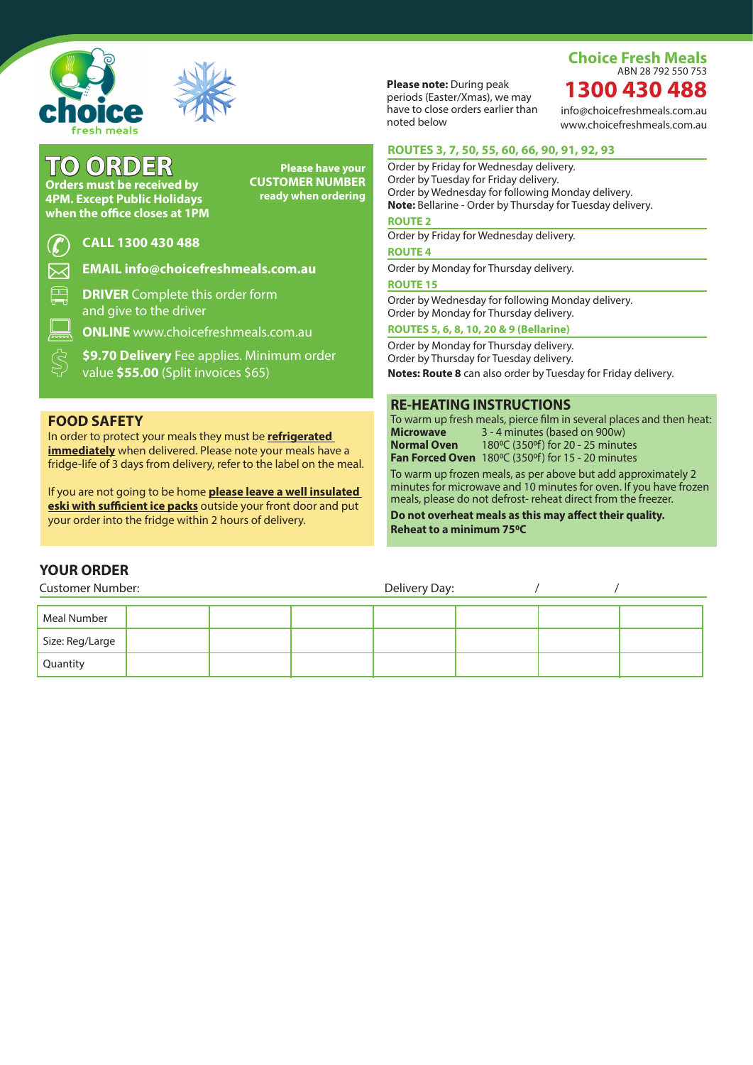choice
fresh meals

**Please note:** During peak periods (Easter/Xmas), we may have to close orders earlier than noted below

## Choice Fresh Meals

ABN 28 792 550 753

**1300 430 488**

info@choicefreshmeals.com.au
www.choicefreshmeals.com.au

## TO ORDER

**Orders must be received by 4PM. Except Public Holidays when the office closes at 1PM**

**Please have your CUSTOMER NUMBER ready when ordering**

- **CALL 1300 430 488**
- **EMAIL info@choicefreshmeals.com.au**
- **DRIVER** Complete this order form and give to the driver
- **ONLINE** www.choicefreshmeals.com.au
- **$9.70 Delivery** Fee applies. Minimum order value **$55.00** (Split invoices $65)

### ROUTES 3, 7, 50, 55, 60, 66, 90, 91, 92, 93

Order by Friday for Wednesday delivery.
Order by Tuesday for Friday delivery.
Order by Wednesday for following Monday delivery.
**Note:** Bellarine - Order by Thursday for Tuesday delivery.

### ROUTE 2

Order by Friday for Wednesday delivery.

### ROUTE 4

Order by Monday for Thursday delivery.

### ROUTE 15

Order by Wednesday for following Monday delivery.
Order by Monday for Thursday delivery.

### ROUTES 5, 6, 8, 10, 20 & 9 (Bellarine)

Order by Monday for Thursday delivery.
Order by Thursday for Tuesday delivery.
**Notes: Route 8** can also order by Tuesday for Friday delivery.

## FOOD SAFETY

In order to protect your meals they must be **refrigerated immediately** when delivered. Please note your meals have a fridge-life of 3 days from delivery, refer to the label on the meal.

If you are not going to be home **please leave a well insulated eski with sufficient ice packs** outside your front door and put your order into the fridge within 2 hours of delivery.

## RE-HEATING INSTRUCTIONS

To warm up fresh meals, pierce film in several places and then heat:

**Microwave** 3 - 4 minutes (based on 900w)
**Normal Oven** 180ºC (350ºf) for 20 - 25 minutes
**Fan Forced Oven** 180ºC (350ºf) for 15 - 20 minutes

To warm up frozen meals, as per above but add approximately 2 minutes for microwave and 10 minutes for oven. If you have frozen meals, please do not defrost- reheat direct from the freezer.

**Do not overheat meals as this may affect their quality.**
**Reheat to a minimum 75ºC**

## YOUR ORDER

Customer Number: Delivery Day: / /

| | | | | | | | |
|---|---|---|---|---|---|---|---|
| Meal Number | | | | | | | |
| Size: Reg/Large | | | | | | | |
| Quantity | | | | | | | |